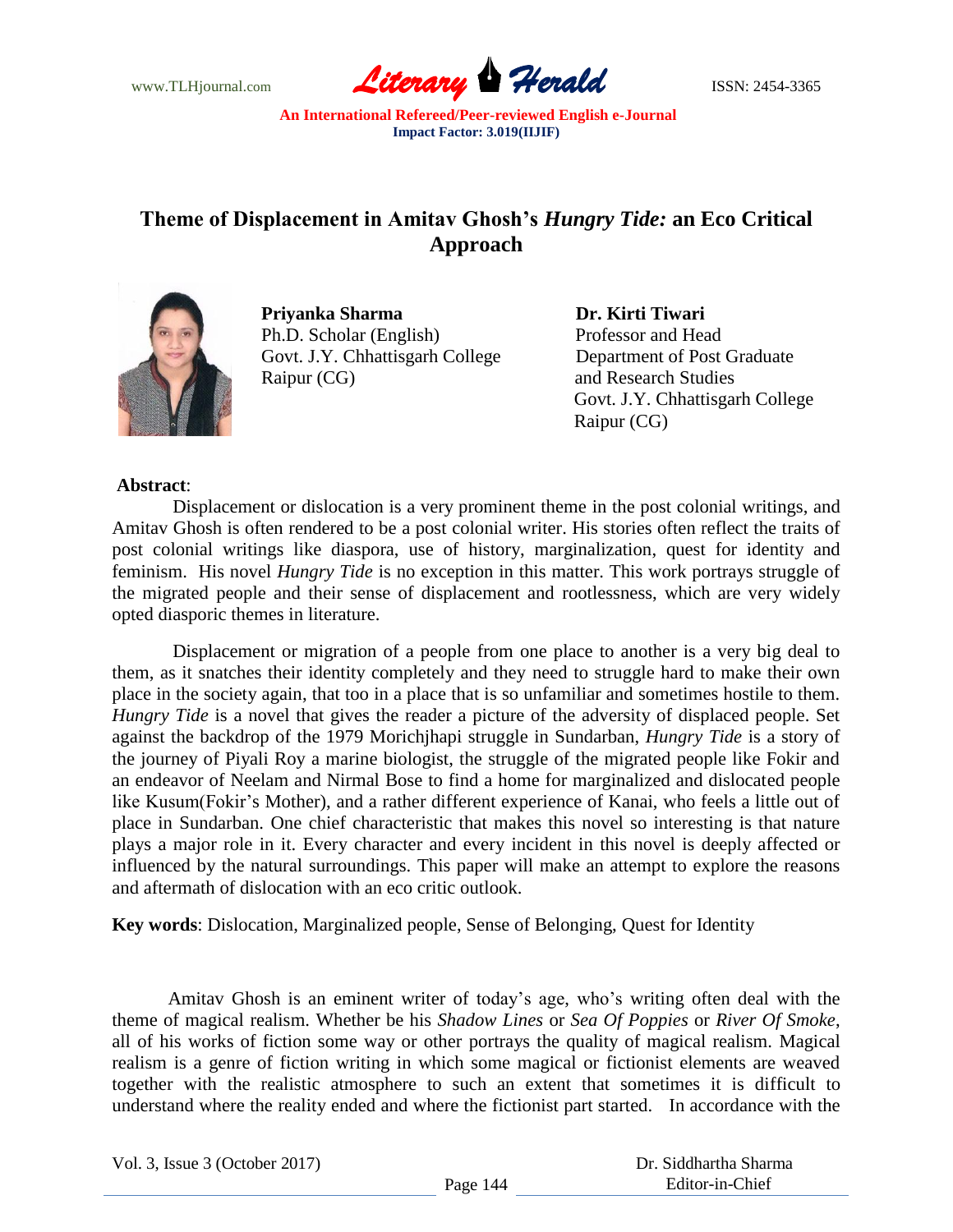# Theme of Displacement in Amitav Ghosh's *Hungry Tide:* an Eco Critical Approach

**Priyanka Sharma**
Ph.D. Scholar (English)
Govt. J.Y. Chhattisgarh College
Raipur (CG)

**Dr. Kirti Tiwari**
Professor and Head
Department of Post Graduate and Research Studies
Govt. J.Y. Chhattisgarh College
Raipur (CG)

**Abstract**:

Displacement or dislocation is a very prominent theme in the post colonial writings, and Amitav Ghosh is often rendered to be a post colonial writer. His stories often reflect the traits of post colonial writings like diaspora, use of history, marginalization, quest for identity and feminism. His novel *Hungry Tide* is no exception in this matter. This work portrays struggle of the migrated people and their sense of displacement and rootlessness, which are very widely opted diasporic themes in literature.

Displacement or migration of a people from one place to another is a very big deal to them, as it snatches their identity completely and they need to struggle hard to make their own place in the society again, that too in a place that is so unfamiliar and sometimes hostile to them. *Hungry Tide* is a novel that gives the reader a picture of the adversity of displaced people. Set against the backdrop of the 1979 Morichjhapi struggle in Sundarban, *Hungry Tide* is a story of the journey of Piyali Roy a marine biologist, the struggle of the migrated people like Fokir and an endeavor of Neelam and Nirmal Bose to find a home for marginalized and dislocated people like Kusum(Fokir's Mother), and a rather different experience of Kanai, who feels a little out of place in Sundarban. One chief characteristic that makes this novel so interesting is that nature plays a major role in it. Every character and every incident in this novel is deeply affected or influenced by the natural surroundings. This paper will make an attempt to explore the reasons and aftermath of dislocation with an eco critic outlook.

**Key words**: Dislocation, Marginalized people, Sense of Belonging, Quest for Identity

Amitav Ghosh is an eminent writer of today's age, who's writing often deal with the theme of magical realism. Whether be his *Shadow Lines* or *Sea Of Poppies* or *River Of Smoke*, all of his works of fiction some way or other portrays the quality of magical realism. Magical realism is a genre of fiction writing in which some magical or fictionist elements are weaved together with the realistic atmosphere to such an extent that sometimes it is difficult to understand where the reality ended and where the fictionist part started. In accordance with the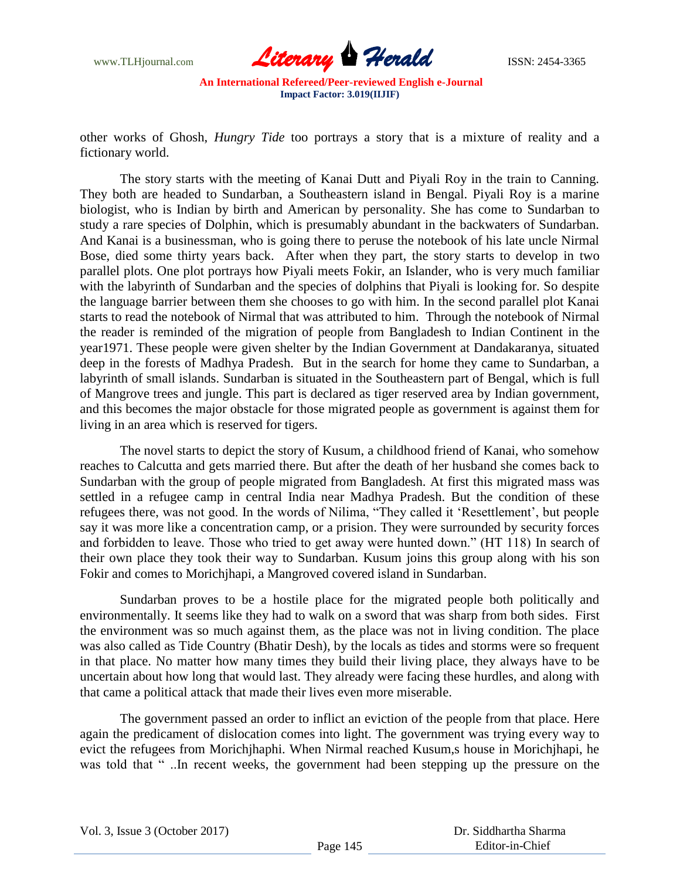other works of Ghosh, *Hungry Tide* too portrays a story that is a mixture of reality and a fictionary world.

The story starts with the meeting of Kanai Dutt and Piyali Roy in the train to Canning. They both are headed to Sundarban, a Southeastern island in Bengal. Piyali Roy is a marine biologist, who is Indian by birth and American by personality. She has come to Sundarban to study a rare species of Dolphin, which is presumably abundant in the backwaters of Sundarban. And Kanai is a businessman, who is going there to peruse the notebook of his late uncle Nirmal Bose, died some thirty years back. After when they part, the story starts to develop in two parallel plots. One plot portrays how Piyali meets Fokir, an Islander, who is very much familiar with the labyrinth of Sundarban and the species of dolphins that Piyali is looking for. So despite the language barrier between them she chooses to go with him. In the second parallel plot Kanai starts to read the notebook of Nirmal that was attributed to him. Through the notebook of Nirmal the reader is reminded of the migration of people from Bangladesh to Indian Continent in the year1971. These people were given shelter by the Indian Government at Dandakaranya, situated deep in the forests of Madhya Pradesh. But in the search for home they came to Sundarban, a labyrinth of small islands. Sundarban is situated in the Southeastern part of Bengal, which is full of Mangrove trees and jungle. This part is declared as tiger reserved area by Indian government, and this becomes the major obstacle for those migrated people as government is against them for living in an area which is reserved for tigers.

The novel starts to depict the story of Kusum, a childhood friend of Kanai, who somehow reaches to Calcutta and gets married there. But after the death of her husband she comes back to Sundarban with the group of people migrated from Bangladesh. At first this migrated mass was settled in a refugee camp in central India near Madhya Pradesh. But the condition of these refugees there, was not good. In the words of Nilima, "They called it 'Resettlement', but people say it was more like a concentration camp, or a prision. They were surrounded by security forces and forbidden to leave. Those who tried to get away were hunted down." (HT 118) In search of their own place they took their way to Sundarban. Kusum joins this group along with his son Fokir and comes to Morichjhapi, a Mangroved covered island in Sundarban.

Sundarban proves to be a hostile place for the migrated people both politically and environmentally. It seems like they had to walk on a sword that was sharp from both sides. First the environment was so much against them, as the place was not in living condition. The place was also called as Tide Country (Bhatir Desh), by the locals as tides and storms were so frequent in that place. No matter how many times they build their living place, they always have to be uncertain about how long that would last. They already were facing these hurdles, and along with that came a political attack that made their lives even more miserable.

The government passed an order to inflict an eviction of the people from that place. Here again the predicament of dislocation comes into light. The government was trying every way to evict the refugees from Morichjhaphi. When Nirmal reached Kusum,s house in Morichjhapi, he was told that " ..In recent weeks, the government had been stepping up the pressure on the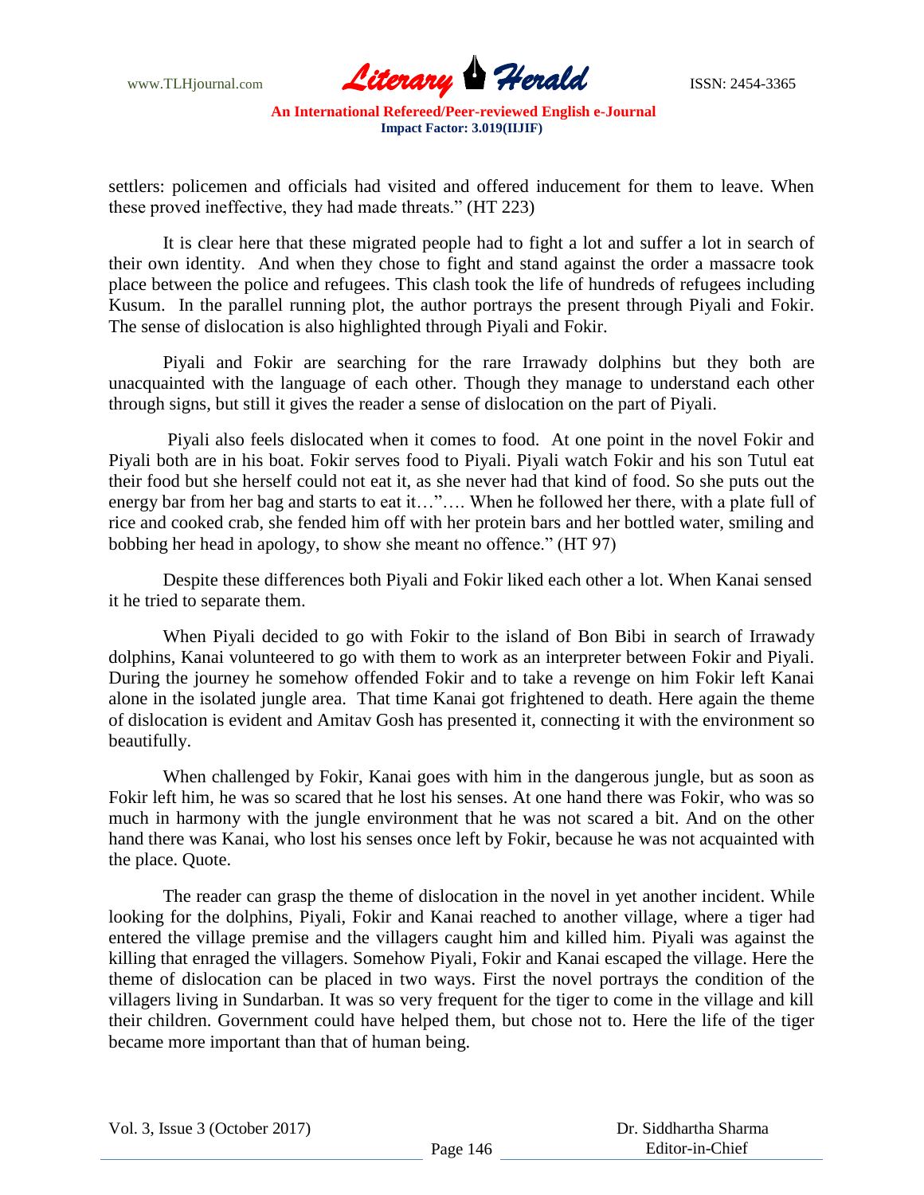settlers: policemen and officials had visited and offered inducement for them to leave. When these proved ineffective, they had made threats." (HT 223)

It is clear here that these migrated people had to fight a lot and suffer a lot in search of their own identity. And when they chose to fight and stand against the order a massacre took place between the police and refugees. This clash took the life of hundreds of refugees including Kusum. In the parallel running plot, the author portrays the present through Piyali and Fokir. The sense of dislocation is also highlighted through Piyali and Fokir.

Piyali and Fokir are searching for the rare Irrawady dolphins but they both are unacquainted with the language of each other. Though they manage to understand each other through signs, but still it gives the reader a sense of dislocation on the part of Piyali.

Piyali also feels dislocated when it comes to food. At one point in the novel Fokir and Piyali both are in his boat. Fokir serves food to Piyali. Piyali watch Fokir and his son Tutul eat their food but she herself could not eat it, as she never had that kind of food. So she puts out the energy bar from her bag and starts to eat it…"…. When he followed her there, with a plate full of rice and cooked crab, she fended him off with her protein bars and her bottled water, smiling and bobbing her head in apology, to show she meant no offence." (HT 97)

Despite these differences both Piyali and Fokir liked each other a lot. When Kanai sensed it he tried to separate them.

When Piyali decided to go with Fokir to the island of Bon Bibi in search of Irrawady dolphins, Kanai volunteered to go with them to work as an interpreter between Fokir and Piyali. During the journey he somehow offended Fokir and to take a revenge on him Fokir left Kanai alone in the isolated jungle area. That time Kanai got frightened to death. Here again the theme of dislocation is evident and Amitav Gosh has presented it, connecting it with the environment so beautifully.

When challenged by Fokir, Kanai goes with him in the dangerous jungle, but as soon as Fokir left him, he was so scared that he lost his senses. At one hand there was Fokir, who was so much in harmony with the jungle environment that he was not scared a bit. And on the other hand there was Kanai, who lost his senses once left by Fokir, because he was not acquainted with the place. Quote.

The reader can grasp the theme of dislocation in the novel in yet another incident. While looking for the dolphins, Piyali, Fokir and Kanai reached to another village, where a tiger had entered the village premise and the villagers caught him and killed him. Piyali was against the killing that enraged the villagers. Somehow Piyali, Fokir and Kanai escaped the village. Here the theme of dislocation can be placed in two ways. First the novel portrays the condition of the villagers living in Sundarban. It was so very frequent for the tiger to come in the village and kill their children. Government could have helped them, but chose not to. Here the life of the tiger became more important than that of human being.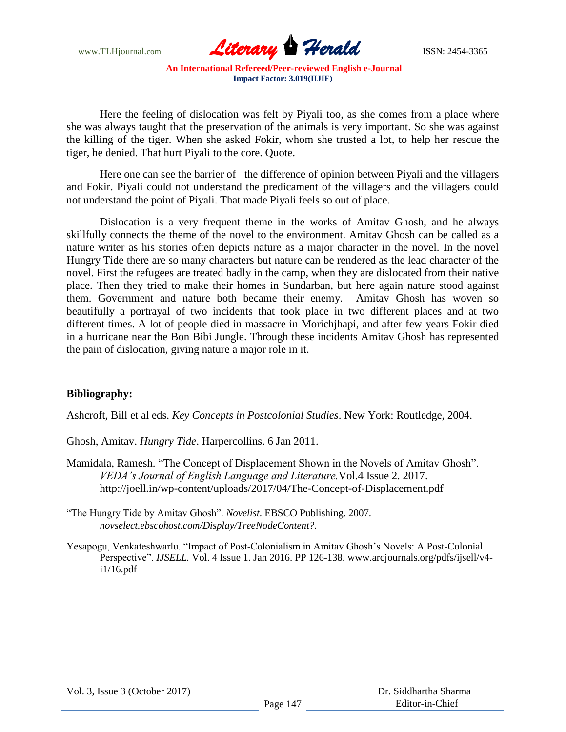Here the feeling of dislocation was felt by Piyali too, as she comes from a place where she was always taught that the preservation of the animals is very important. So she was against the killing of the tiger. When she asked Fokir, whom she trusted a lot, to help her rescue the tiger, he denied. That hurt Piyali to the core. Quote.

Here one can see the barrier of the difference of opinion between Piyali and the villagers and Fokir. Piyali could not understand the predicament of the villagers and the villagers could not understand the point of Piyali. That made Piyali feels so out of place.

Dislocation is a very frequent theme in the works of Amitav Ghosh, and he always skillfully connects the theme of the novel to the environment. Amitav Ghosh can be called as a nature writer as his stories often depicts nature as a major character in the novel. In the novel Hungry Tide there are so many characters but nature can be rendered as the lead character of the novel. First the refugees are treated badly in the camp, when they are dislocated from their native place. Then they tried to make their homes in Sundarban, but here again nature stood against them. Government and nature both became their enemy. Amitav Ghosh has woven so beautifully a portrayal of two incidents that took place in two different places and at two different times. A lot of people died in massacre in Morichjhapi, and after few years Fokir died in a hurricane near the Bon Bibi Jungle. Through these incidents Amitav Ghosh has represented the pain of dislocation, giving nature a major role in it.

**Bibliography:**

Ashcroft, Bill et al eds. *Key Concepts in Postcolonial Studies*. New York: Routledge, 2004.

Ghosh, Amitav. *Hungry Tide*. Harpercollins. 6 Jan 2011.

Mamidala, Ramesh. "The Concept of Displacement Shown in the Novels of Amitav Ghosh". *VEDA's Journal of English Language and Literature.* Vol.4 Issue 2. 2017. http://joell.in/wp-content/uploads/2017/04/The-Concept-of-Displacement.pdf

"The Hungry Tide by Amitav Ghosh". *Novelist*. EBSCO Publishing. 2007. *novselect.ebscohost.com/Display/TreeNodeContent?.*

Yesapogu, Venkateshwarlu. "Impact of Post-Colonialism in Amitav Ghosh's Novels: A Post-Colonial Perspective". *IJSELL.* Vol. 4 Issue 1. Jan 2016. PP 126-138. www.arcjournals.org/pdfs/ijsell/v4-i1/16.pdf